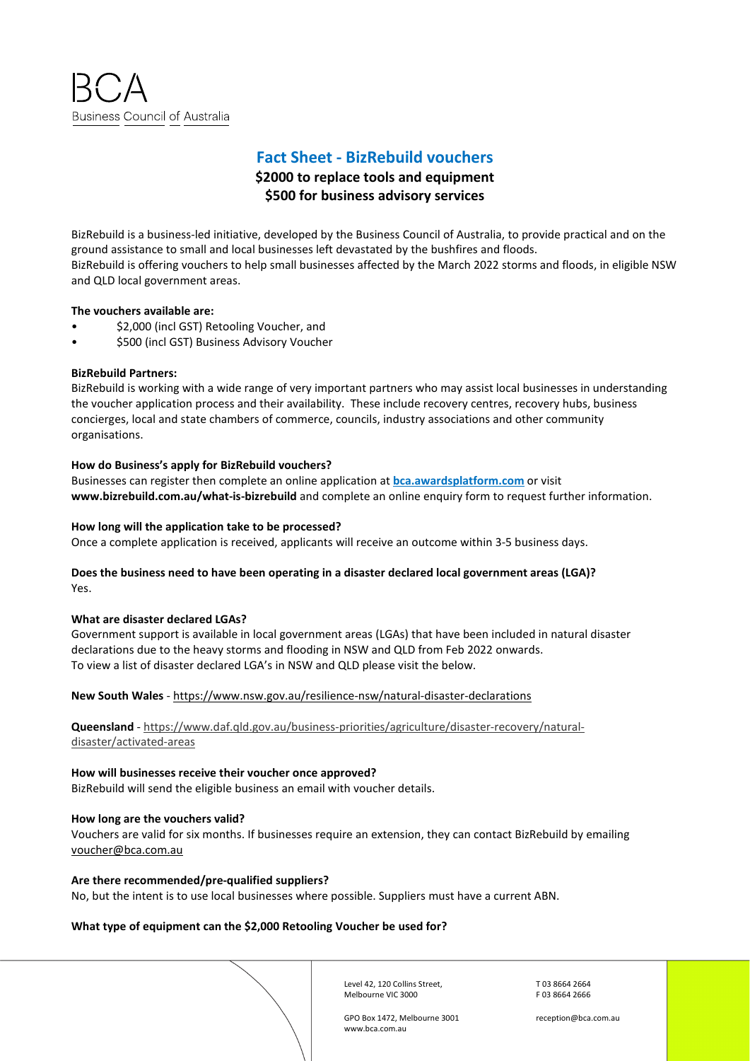BCA
Business Council of Australia

# Fact Sheet - BizRebuild vouchers

## $2000 to replace tools and equipment
## $500 for business advisory services

BizRebuild is a business-led initiative, developed by the Business Council of Australia, to provide practical and on the ground assistance to small and local businesses left devastated by the bushfires and floods.
BizRebuild is offering vouchers to help small businesses affected by the March 2022 storms and floods, in eligible NSW and QLD local government areas.

**The vouchers available are:**

- $2,000 (incl GST) Retooling Voucher, and
- $500 (incl GST) Business Advisory Voucher

**BizRebuild Partners:**
BizRebuild is working with a wide range of very important partners who may assist local businesses in understanding the voucher application process and their availability. These include recovery centres, recovery hubs, business concierges, local and state chambers of commerce, councils, industry associations and other community organisations.

**How do Business's apply for BizRebuild vouchers?**
Businesses can register then complete an online application at **bca.awardsplatform.com** or visit **www.bizrebuild.com.au/what-is-bizrebuild** and complete an online enquiry form to request further information.

**How long will the application take to be processed?**
Once a complete application is received, applicants will receive an outcome within 3-5 business days.

**Does the business need to have been operating in a disaster declared local government areas (LGA)?**
Yes.

**What are disaster declared LGAs?**
Government support is available in local government areas (LGAs) that have been included in natural disaster declarations due to the heavy storms and flooding in NSW and QLD from Feb 2022 onwards.
To view a list of disaster declared LGA's in NSW and QLD please visit the below.

**New South Wales** - https://www.nsw.gov.au/resilience-nsw/natural-disaster-declarations

**Queensland** - https://www.daf.qld.gov.au/business-priorities/agriculture/disaster-recovery/natural-disaster/activated-areas

**How will businesses receive their voucher once approved?**
BizRebuild will send the eligible business an email with voucher details.

**How long are the vouchers valid?**
Vouchers are valid for six months. If businesses require an extension, they can contact BizRebuild by emailing voucher@bca.com.au

**Are there recommended/pre-qualified suppliers?**
No, but the intent is to use local businesses where possible. Suppliers must have a current ABN.

**What type of equipment can the $2,000 Retooling Voucher be used for?**

Level 42, 120 Collins Street, Melbourne VIC 3000
GPO Box 1472, Melbourne 3001
www.bca.com.au
T 03 8664 2664
F 03 8664 2666
reception@bca.com.au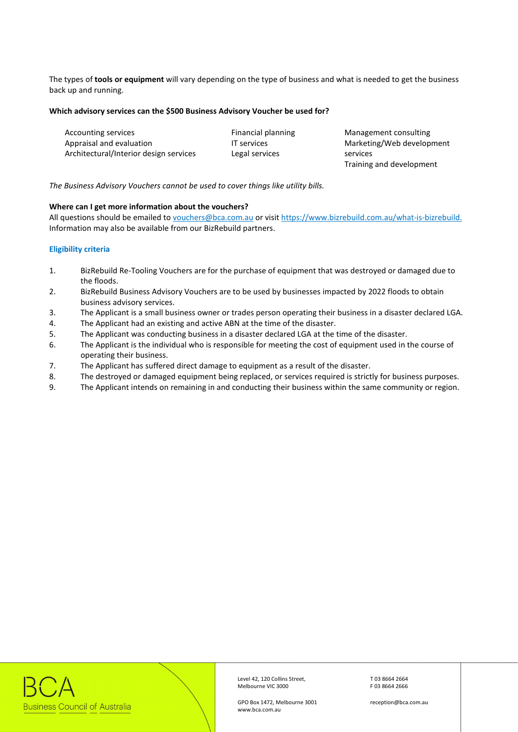The types of **tools or equipment** will vary depending on the type of business and what is needed to get the business back up and running.

**Which advisory services can the $500 Business Advisory Voucher be used for?**

- Accounting services
- Appraisal and evaluation
- Architectural/Interior design services
- Financial planning
- IT services
- Legal services
- Management consulting
- Marketing/Web development services
- Training and development

*The Business Advisory Vouchers cannot be used to cover things like utility bills.*

**Where can I get more information about the vouchers?**
All questions should be emailed to vouchers@bca.com.au or visit https://www.bizrebuild.com.au/what-is-bizrebuild. Information may also be available from our BizRebuild partners.

### Eligibility criteria

1. BizRebuild Re-Tooling Vouchers are for the purchase of equipment that was destroyed or damaged due to the floods.
2. BizRebuild Business Advisory Vouchers are to be used by businesses impacted by 2022 floods to obtain business advisory services.
3. The Applicant is a small business owner or trades person operating their business in a disaster declared LGA.
4. The Applicant had an existing and active ABN at the time of the disaster.
5. The Applicant was conducting business in a disaster declared LGA at the time of the disaster.
6. The Applicant is the individual who is responsible for meeting the cost of equipment used in the course of operating their business.
7. The Applicant has suffered direct damage to equipment as a result of the disaster.
8. The destroyed or damaged equipment being replaced, or services required is strictly for business purposes.
9. The Applicant intends on remaining in and conducting their business within the same community or region.

BCA
Business Council of Australia

Level 42, 120 Collins Street,
Melbourne VIC 3000

GPO Box 1472, Melbourne 3001
www.bca.com.au

T 03 8664 2664
F 03 8664 2666

reception@bca.com.au